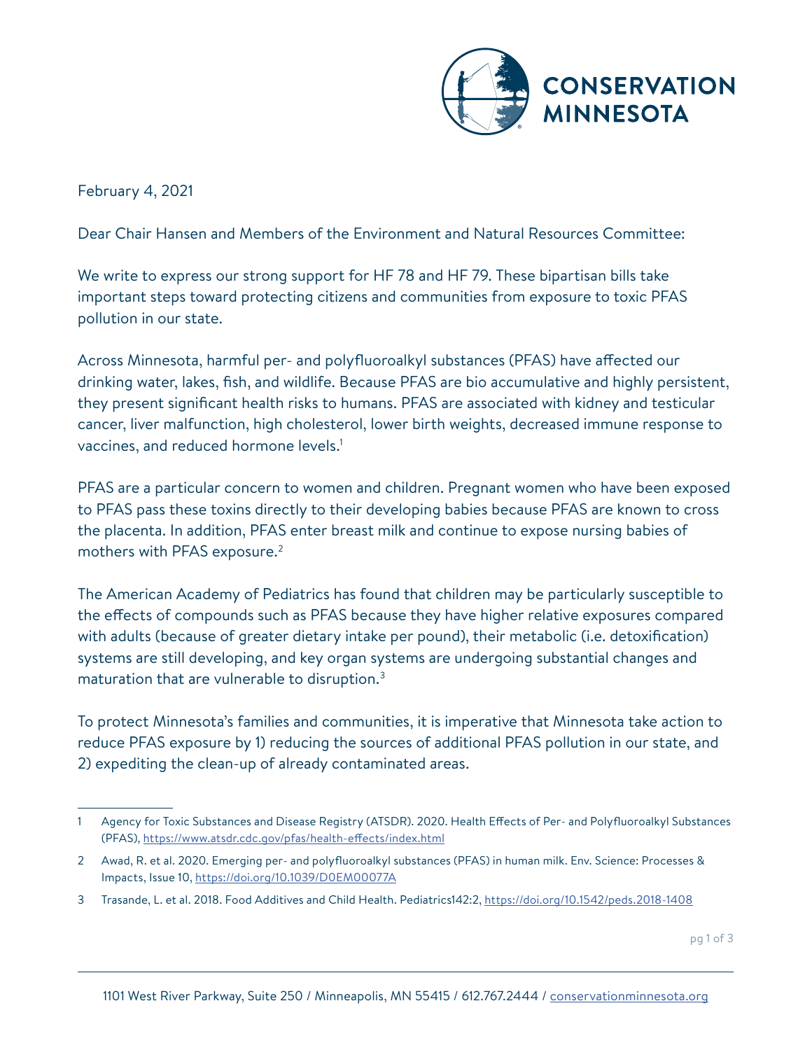CONSERVATION MINNESOTA

February 4, 2021

Dear Chair Hansen and Members of the Environment and Natural Resources Committee:

We write to express our strong support for HF 78 and HF 79. These bipartisan bills take important steps toward protecting citizens and communities from exposure to toxic PFAS pollution in our state.

Across Minnesota, harmful per- and polyfluoroalkyl substances (PFAS) have affected our drinking water, lakes, fish, and wildlife. Because PFAS are bio accumulative and highly persistent, they present significant health risks to humans. PFAS are associated with kidney and testicular cancer, liver malfunction, high cholesterol, lower birth weights, decreased immune response to vaccines, and reduced hormone levels.[1]

PFAS are a particular concern to women and children. Pregnant women who have been exposed to PFAS pass these toxins directly to their developing babies because PFAS are known to cross the placenta. In addition, PFAS enter breast milk and continue to expose nursing babies of mothers with PFAS exposure.[2]

The American Academy of Pediatrics has found that children may be particularly susceptible to the effects of compounds such as PFAS because they have higher relative exposures compared with adults (because of greater dietary intake per pound), their metabolic (i.e. detoxification) systems are still developing, and key organ systems are undergoing substantial changes and maturation that are vulnerable to disruption.[3]

To protect Minnesota's families and communities, it is imperative that Minnesota take action to reduce PFAS exposure by 1) reducing the sources of additional PFAS pollution in our state, and 2) expediting the clean-up of already contaminated areas.

---

1 Agency for Toxic Substances and Disease Registry (ATSDR). 2020. Health Effects of Per- and Polyfluoroalkyl Substances (PFAS), https://www.atsdr.cdc.gov/pfas/health-effects/index.html

2 Awad, R. et al. 2020. Emerging per- and polyfluoroalkyl substances (PFAS) in human milk. Env. Science: Processes & Impacts, Issue 10, https://doi.org/10.1039/D0EM00077A

3 Trasande, L. et al. 2018. Food Additives and Child Health. Pediatrics142:2, https://doi.org/10.1542/peds.2018-1408

1101 West River Parkway, Suite 250 / Minneapolis, MN 55415 / 612.767.2444 / conservationminnesota.org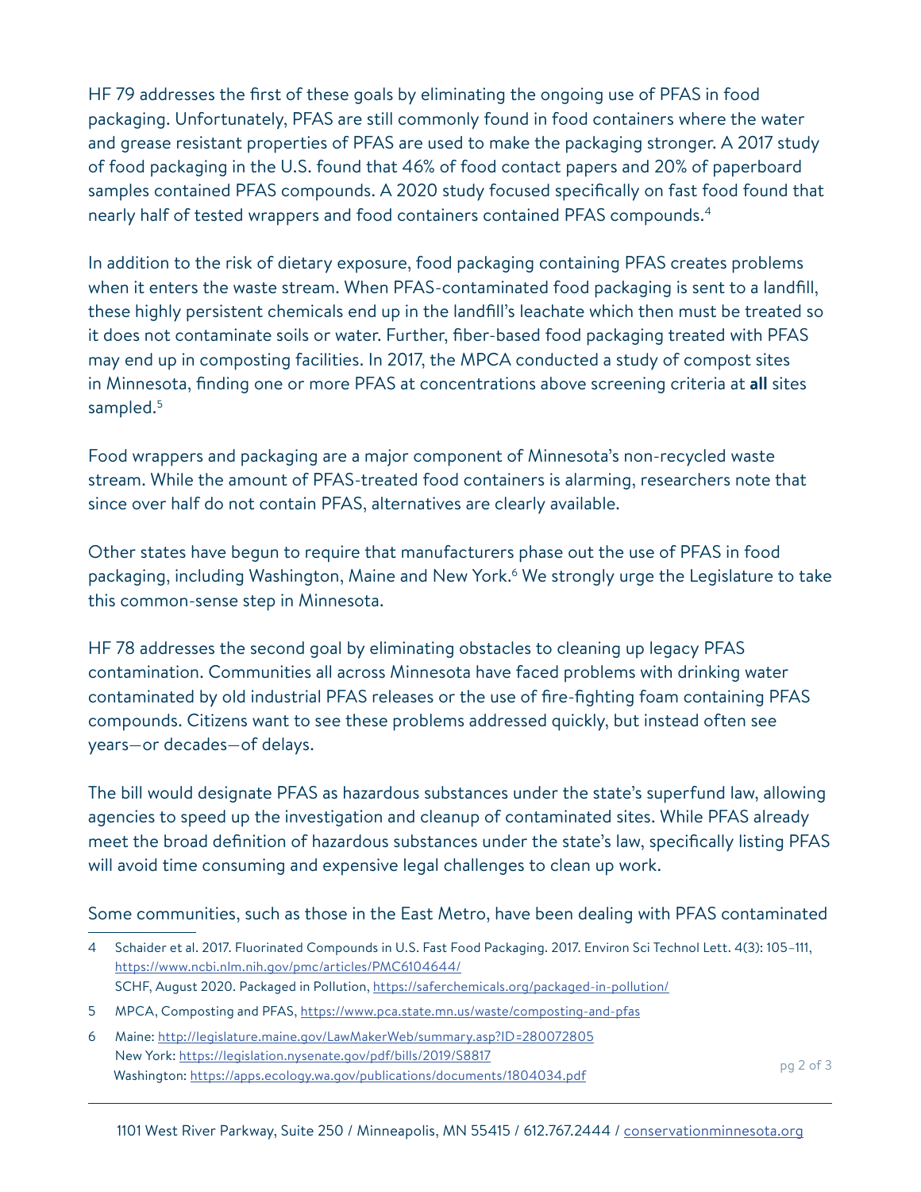HF 79 addresses the first of these goals by eliminating the ongoing use of PFAS in food packaging. Unfortunately, PFAS are still commonly found in food containers where the water and grease resistant properties of PFAS are used to make the packaging stronger. A 2017 study of food packaging in the U.S. found that 46% of food contact papers and 20% of paperboard samples contained PFAS compounds. A 2020 study focused specifically on fast food found that nearly half of tested wrappers and food containers contained PFAS compounds.[4]

In addition to the risk of dietary exposure, food packaging containing PFAS creates problems when it enters the waste stream. When PFAS-contaminated food packaging is sent to a landfill, these highly persistent chemicals end up in the landfill's leachate which then must be treated so it does not contaminate soils or water. Further, fiber-based food packaging treated with PFAS may end up in composting facilities. In 2017, the MPCA conducted a study of compost sites in Minnesota, finding one or more PFAS at concentrations above screening criteria at **all** sites sampled.[5]

Food wrappers and packaging are a major component of Minnesota's non-recycled waste stream. While the amount of PFAS-treated food containers is alarming, researchers note that since over half do not contain PFAS, alternatives are clearly available.

Other states have begun to require that manufacturers phase out the use of PFAS in food packaging, including Washington, Maine and New York.[6] We strongly urge the Legislature to take this common-sense step in Minnesota.

HF 78 addresses the second goal by eliminating obstacles to cleaning up legacy PFAS contamination. Communities all across Minnesota have faced problems with drinking water contaminated by old industrial PFAS releases or the use of fire-fighting foam containing PFAS compounds. Citizens want to see these problems addressed quickly, but instead often see years—or decades—of delays.

The bill would designate PFAS as hazardous substances under the state's superfund law, allowing agencies to speed up the investigation and cleanup of contaminated sites. While PFAS already meet the broad definition of hazardous substances under the state's law, specifically listing PFAS will avoid time consuming and expensive legal challenges to clean up work.

Some communities, such as those in the East Metro, have been dealing with PFAS contaminated

---

4 Schaider et al. 2017. Fluorinated Compounds in U.S. Fast Food Packaging. 2017. Environ Sci Technol Lett. 4(3): 105–111, https://www.ncbi.nlm.nih.gov/pmc/articles/PMC6104644/
SCHF, August 2020. Packaged in Pollution, https://saferchemicals.org/packaged-in-pollution/

5 MPCA, Composting and PFAS, https://www.pca.state.mn.us/waste/composting-and-pfas

6 Maine: http://legislature.maine.gov/LawMakerWeb/summary.asp?ID=280072805
New York: https://legislation.nysenate.gov/pdf/bills/2019/S8817
Washington: https://apps.ecology.wa.gov/publications/documents/1804034.pdf

1101 West River Parkway, Suite 250 / Minneapolis, MN 55415 / 612.767.2444 / conservationminnesota.org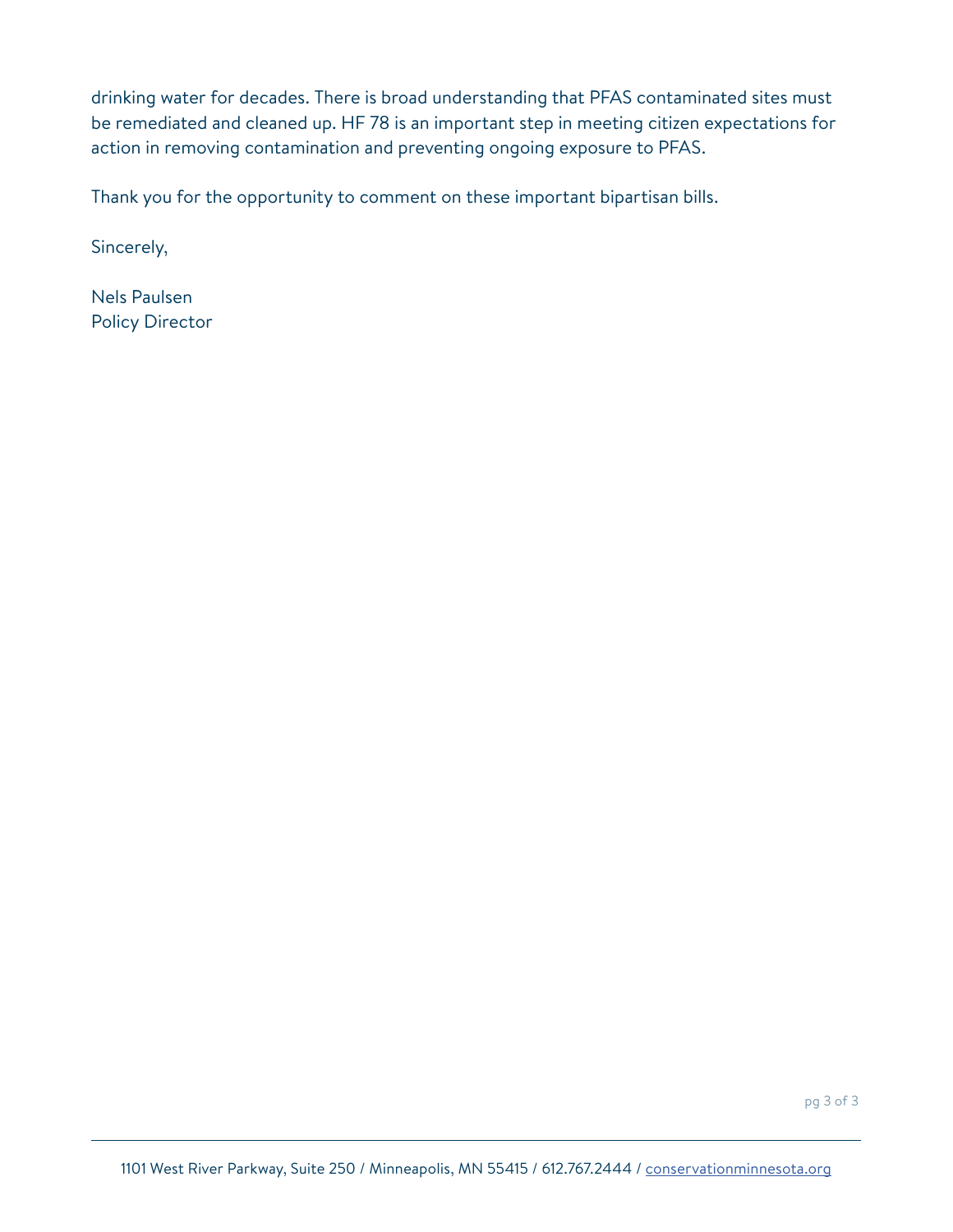drinking water for decades. There is broad understanding that PFAS contaminated sites must be remediated and cleaned up. HF 78 is an important step in meeting citizen expectations for action in removing contamination and preventing ongoing exposure to PFAS.

Thank you for the opportunity to comment on these important bipartisan bills.

Sincerely,

Nels Paulsen
Policy Director